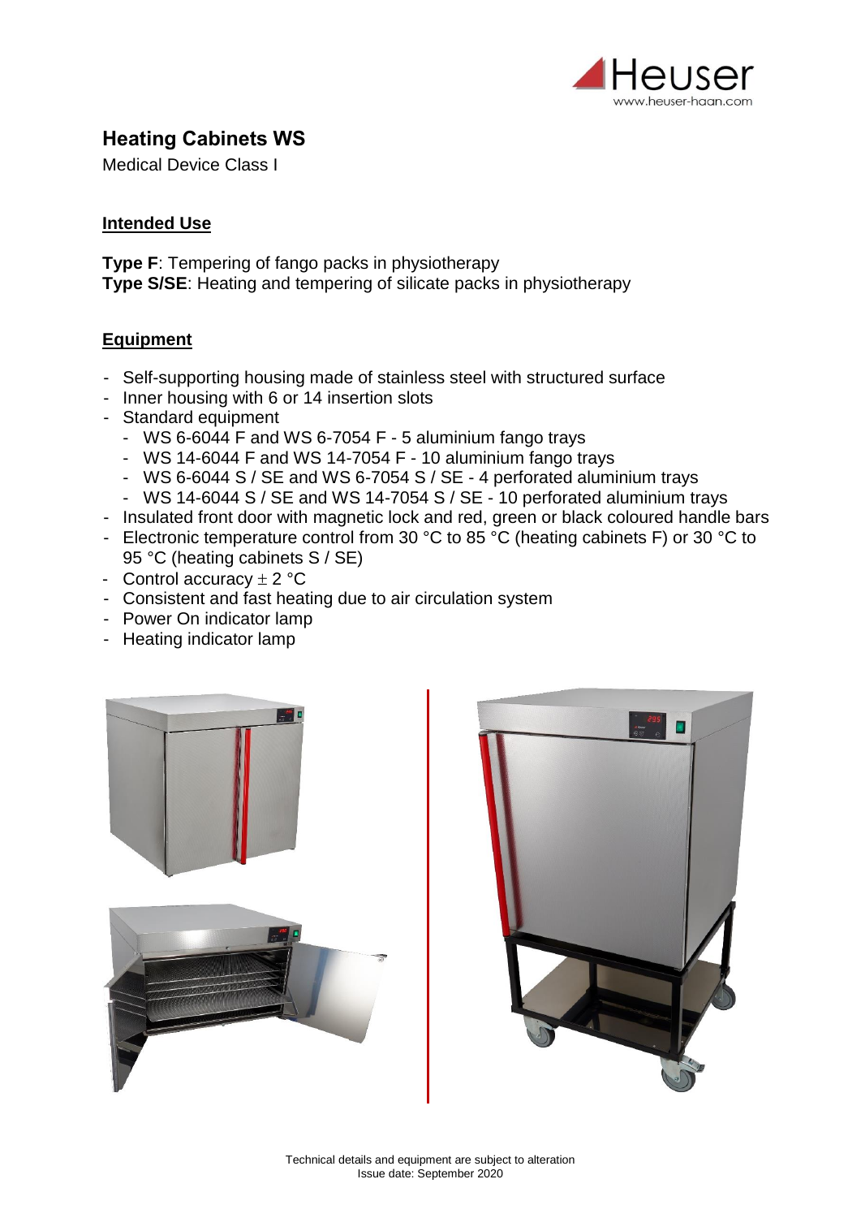# Heating Cabinets WS

Medical Device Class I

## Intended Use

**Type F**: Tempering of fango packs in physiotherapy
**Type S/SE**: Heating and tempering of silicate packs in physiotherapy

## Equipment

- Self-supporting housing made of stainless steel with structured surface
- Inner housing with 6 or 14 insertion slots
- Standard equipment
  - WS 6-6044 F and WS 6-7054 F - 5 aluminium fango trays
  - WS 14-6044 F and WS 14-7054 F - 10 aluminium fango trays
  - WS 6-6044 S / SE and WS 6-7054 S / SE - 4 perforated aluminium trays
  - WS 14-6044 S / SE and WS 14-7054 S / SE - 10 perforated aluminium trays
- Insulated front door with magnetic lock and red, green or black coloured handle bars
- Electronic temperature control from 30 °C to 85 °C (heating cabinets F) or 30 °C to 95 °C (heating cabinets S / SE)
- Control accuracy ± 2 °C
- Consistent and fast heating due to air circulation system
- Power On indicator lamp
- Heating indicator lamp

Technical details and equipment are subject to alteration
Issue date: September 2020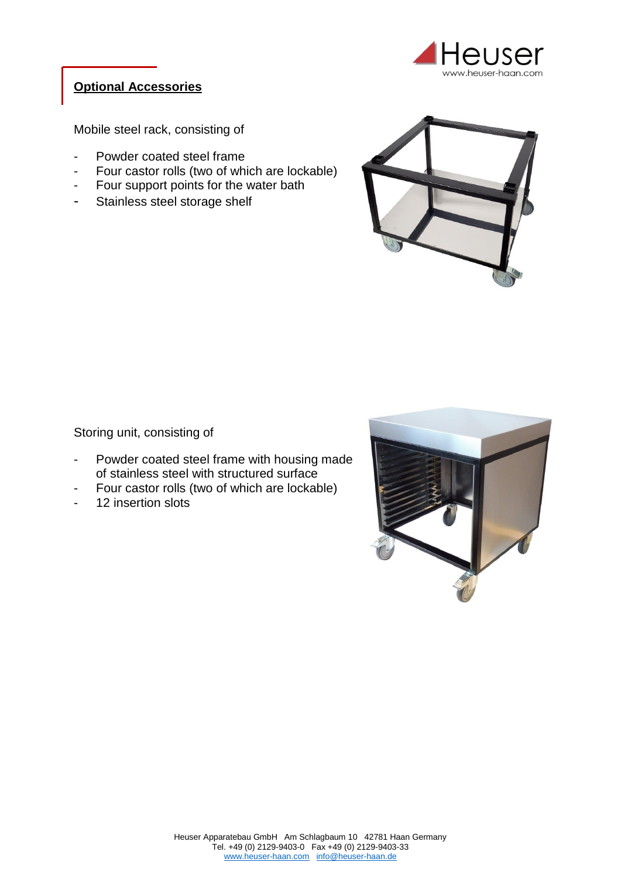## Optional Accessories

Mobile steel rack, consisting of

- Powder coated steel frame
- Four castor rolls (two of which are lockable)
- Four support points for the water bath
- Stainless steel storage shelf

Storing unit, consisting of

- Powder coated steel frame with housing made of stainless steel with structured surface
- Four castor rolls (two of which are lockable)
- 12 insertion slots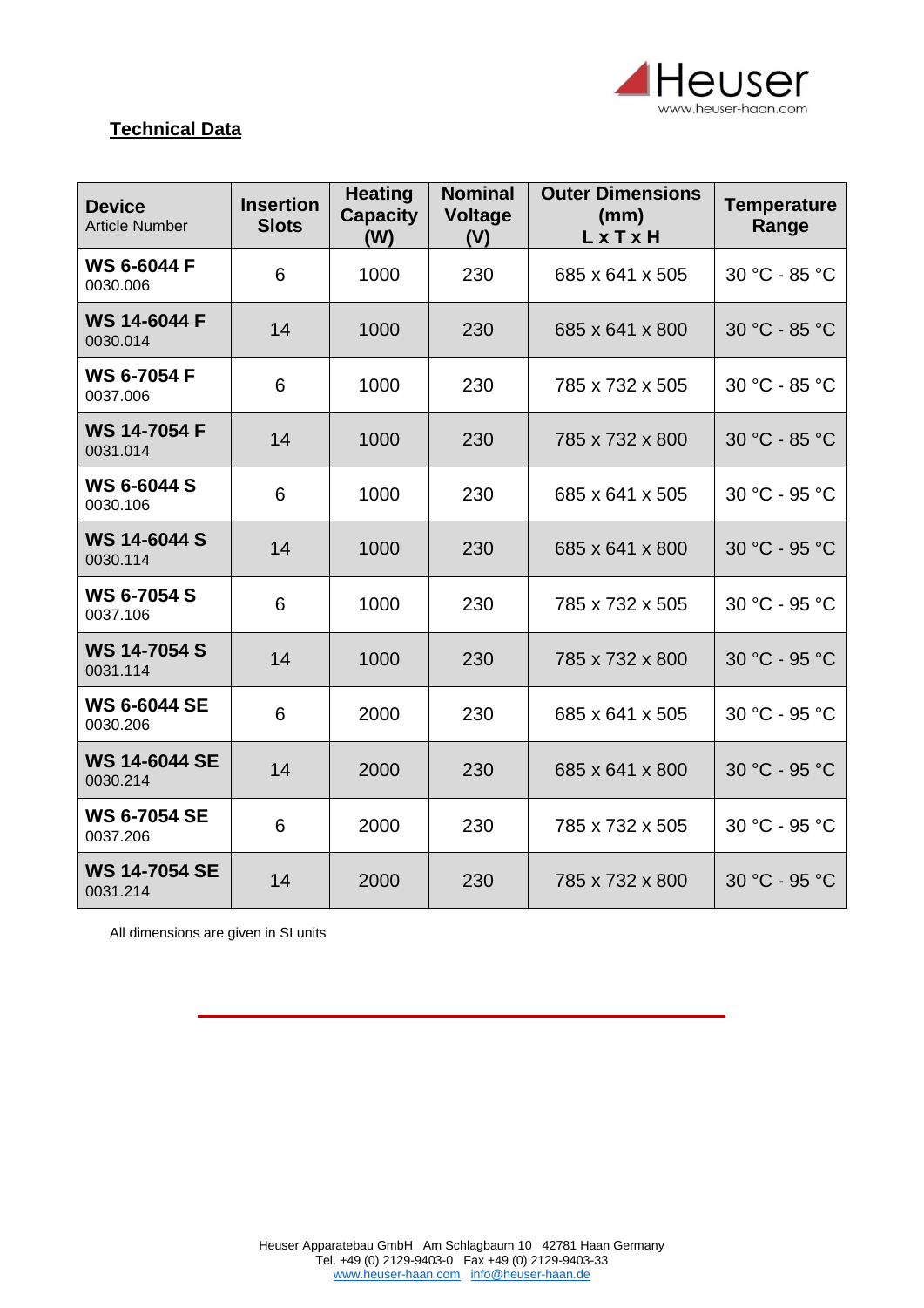## Technical Data

| **Device** Article Number | **Insertion Slots** | **Heating Capacity (W)** | **Nominal Voltage (V)** | **Outer Dimensions (mm) L x T x H** | **Temperature Range** |
|---|---|---|---|---|---|
| **WS 6-6044 F** 0030.006 | 6 | 1000 | 230 | 685 x 641 x 505 | 30 °C - 85 °C |
| **WS 14-6044 F** 0030.014 | 14 | 1000 | 230 | 685 x 641 x 800 | 30 °C - 85 °C |
| **WS 6-7054 F** 0037.006 | 6 | 1000 | 230 | 785 x 732 x 505 | 30 °C - 85 °C |
| **WS 14-7054 F** 0031.014 | 14 | 1000 | 230 | 785 x 732 x 800 | 30 °C - 85 °C |
| **WS 6-6044 S** 0030.106 | 6 | 1000 | 230 | 685 x 641 x 505 | 30 °C - 95 °C |
| **WS 14-6044 S** 0030.114 | 14 | 1000 | 230 | 685 x 641 x 800 | 30 °C - 95 °C |
| **WS 6-7054 S** 0037.106 | 6 | 1000 | 230 | 785 x 732 x 505 | 30 °C - 95 °C |
| **WS 14-7054 S** 0031.114 | 14 | 1000 | 230 | 785 x 732 x 800 | 30 °C - 95 °C |
| **WS 6-6044 SE** 0030.206 | 6 | 2000 | 230 | 685 x 641 x 505 | 30 °C - 95 °C |
| **WS 14-6044 SE** 0030.214 | 14 | 2000 | 230 | 685 x 641 x 800 | 30 °C - 95 °C |
| **WS 6-7054 SE** 0037.206 | 6 | 2000 | 230 | 785 x 732 x 505 | 30 °C - 95 °C |
| **WS 14-7054 SE** 0031.214 | 14 | 2000 | 230 | 785 x 732 x 800 | 30 °C - 95 °C |

All dimensions are given in SI units